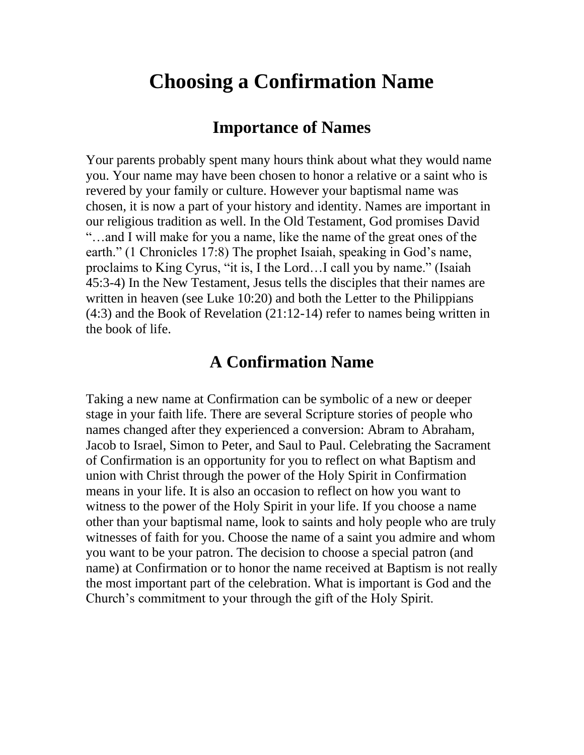# Choosing a Confirmation Name

## Importance of Names

Your parents probably spent many hours think about what they would name you. Your name may have been chosen to honor a relative or a saint who is revered by your family or culture. However your baptismal name was chosen, it is now a part of your history and identity. Names are important in our religious tradition as well. In the Old Testament, God promises David "…and I will make for you a name, like the name of the great ones of the earth." (1 Chronicles 17:8) The prophet Isaiah, speaking in God's name, proclaims to King Cyrus, "it is, I the Lord…I call you by name." (Isaiah 45:3-4) In the New Testament, Jesus tells the disciples that their names are written in heaven (see Luke 10:20) and both the Letter to the Philippians (4:3) and the Book of Revelation (21:12-14) refer to names being written in the book of life.

## A Confirmation Name

Taking a new name at Confirmation can be symbolic of a new or deeper stage in your faith life. There are several Scripture stories of people who names changed after they experienced a conversion: Abram to Abraham, Jacob to Israel, Simon to Peter, and Saul to Paul. Celebrating the Sacrament of Confirmation is an opportunity for you to reflect on what Baptism and union with Christ through the power of the Holy Spirit in Confirmation means in your life. It is also an occasion to reflect on how you want to witness to the power of the Holy Spirit in your life. If you choose a name other than your baptismal name, look to saints and holy people who are truly witnesses of faith for you. Choose the name of a saint you admire and whom you want to be your patron. The decision to choose a special patron (and name) at Confirmation or to honor the name received at Baptism is not really the most important part of the celebration. What is important is God and the Church's commitment to your through the gift of the Holy Spirit.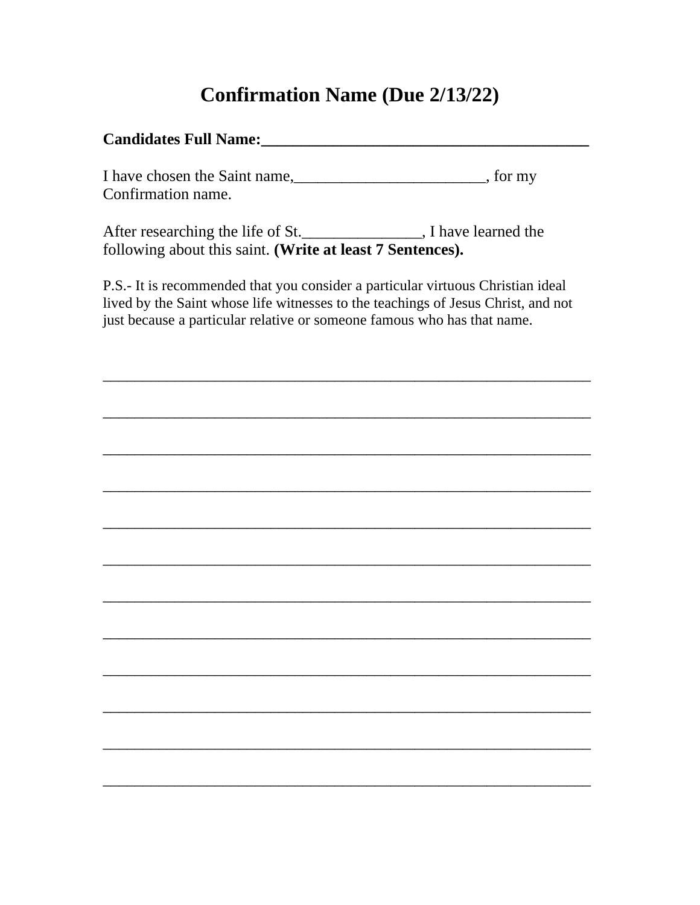# Confirmation Name (Due 2/13/22)

**Candidates Full Name:________________________________________**

I have chosen the Saint name,_______________________, for my Confirmation name.

After researching the life of St._______________, I have learned the following about this saint. **(Write at least 7 Sentences).**

P.S.- It is recommended that you consider a particular virtuous Christian ideal lived by the Saint whose life witnesses to the teachings of Jesus Christ, and not just because a particular relative or someone famous who has that name.

___________________________________________________________

___________________________________________________________

___________________________________________________________

___________________________________________________________

___________________________________________________________

___________________________________________________________

___________________________________________________________

___________________________________________________________

___________________________________________________________

___________________________________________________________

___________________________________________________________

___________________________________________________________